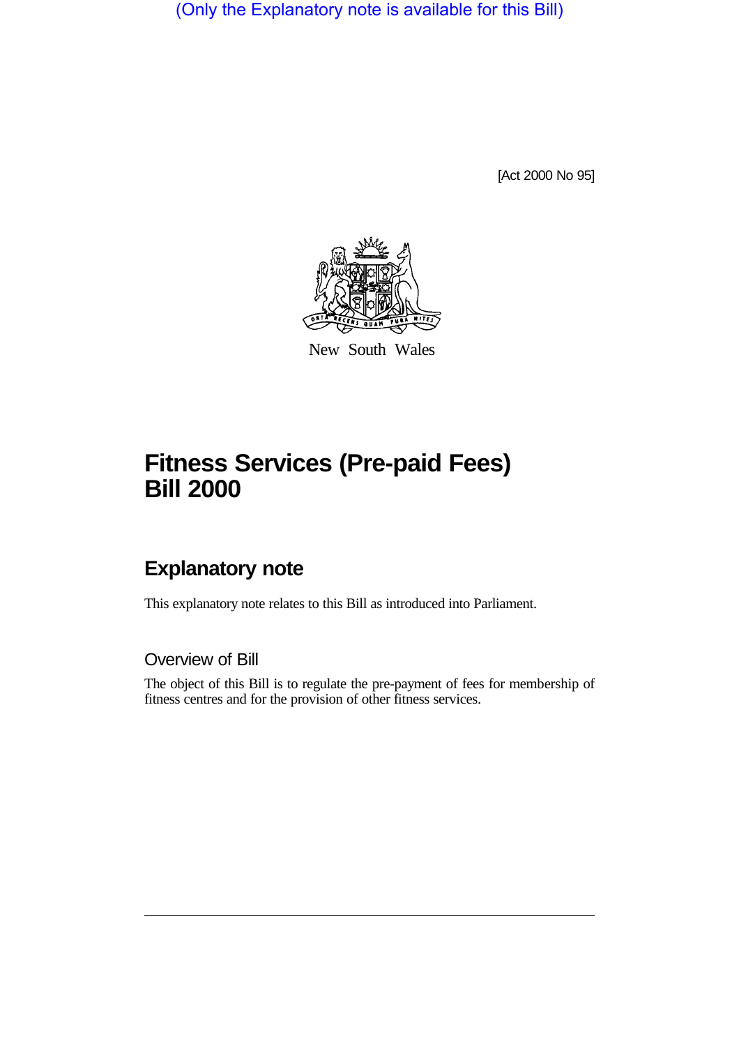(Only the Explanatory note is available for this Bill)

[Act 2000 No 95]

New South Wales

# Fitness Services (Pre-paid Fees) Bill 2000

## Explanatory note

This explanatory note relates to this Bill as introduced into Parliament.

### Overview of Bill

The object of this Bill is to regulate the pre-payment of fees for membership of fitness centres and for the provision of other fitness services.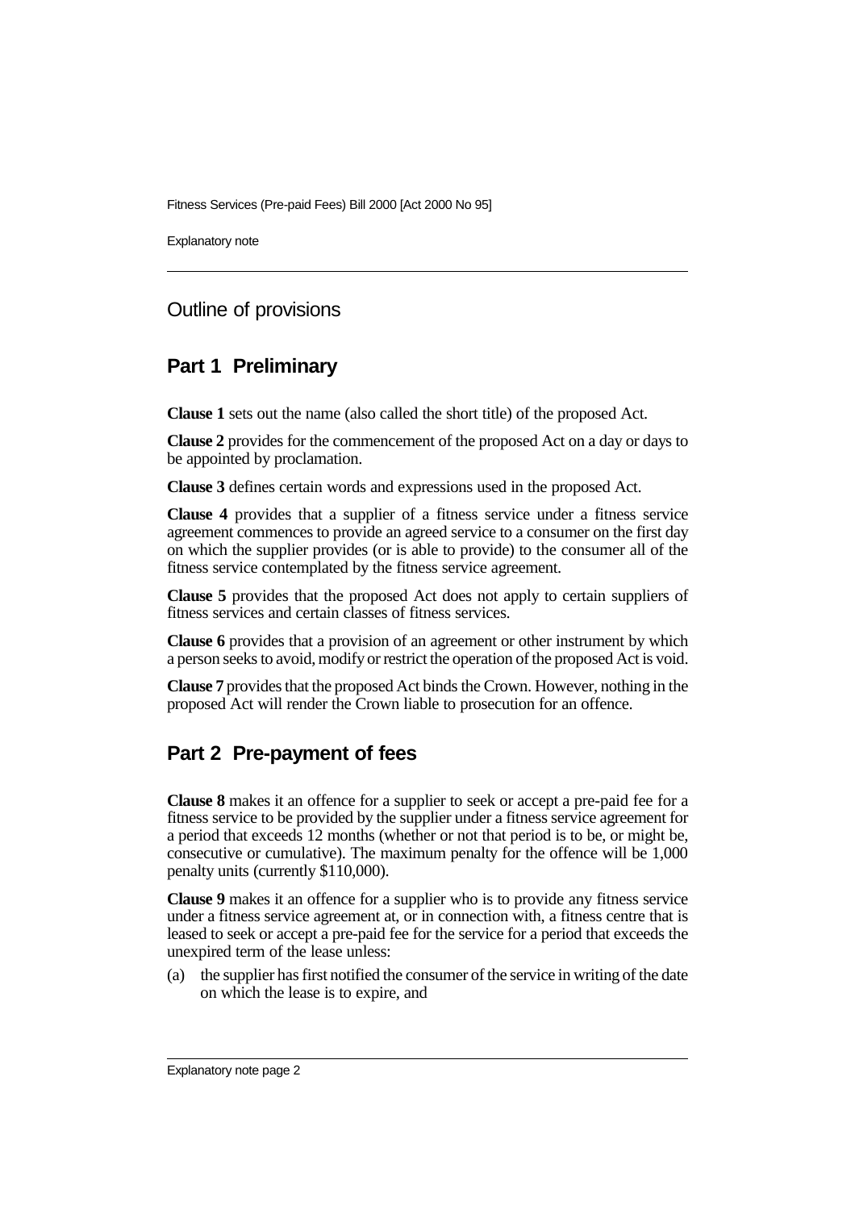## Outline of provisions

## Part 1 Preliminary

**Clause 1** sets out the name (also called the short title) of the proposed Act.

**Clause 2** provides for the commencement of the proposed Act on a day or days to be appointed by proclamation.

**Clause 3** defines certain words and expressions used in the proposed Act.

**Clause 4** provides that a supplier of a fitness service under a fitness service agreement commences to provide an agreed service to a consumer on the first day on which the supplier provides (or is able to provide) to the consumer all of the fitness service contemplated by the fitness service agreement.

**Clause 5** provides that the proposed Act does not apply to certain suppliers of fitness services and certain classes of fitness services.

**Clause 6** provides that a provision of an agreement or other instrument by which a person seeks to avoid, modify or restrict the operation of the proposed Act is void.

**Clause 7** provides that the proposed Act binds the Crown. However, nothing in the proposed Act will render the Crown liable to prosecution for an offence.

## Part 2 Pre-payment of fees

**Clause 8** makes it an offence for a supplier to seek or accept a pre-paid fee for a fitness service to be provided by the supplier under a fitness service agreement for a period that exceeds 12 months (whether or not that period is to be, or might be, consecutive or cumulative). The maximum penalty for the offence will be 1,000 penalty units (currently $110,000).

**Clause 9** makes it an offence for a supplier who is to provide any fitness service under a fitness service agreement at, or in connection with, a fitness centre that is leased to seek or accept a pre-paid fee for the service for a period that exceeds the unexpired term of the lease unless:

(a) the supplier has first notified the consumer of the service in writing of the date on which the lease is to expire, and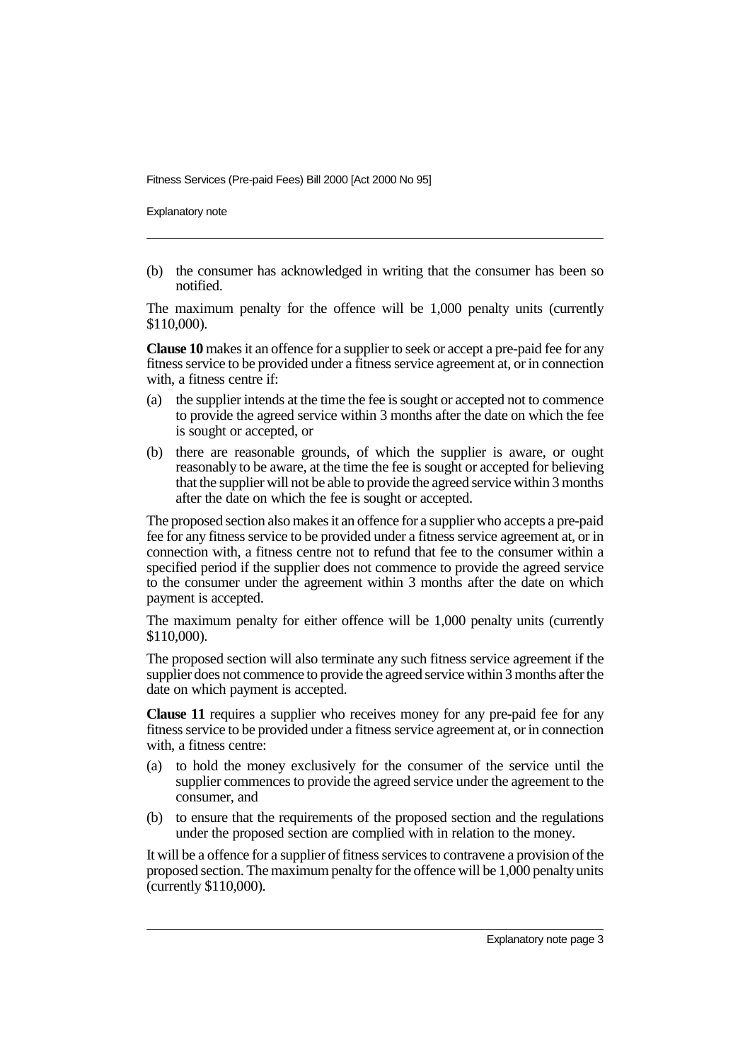(b) the consumer has acknowledged in writing that the consumer has been so notified.

The maximum penalty for the offence will be 1,000 penalty units (currently $110,000).

**Clause 10** makes it an offence for a supplier to seek or accept a pre-paid fee for any fitness service to be provided under a fitness service agreement at, or in connection with, a fitness centre if:

(a) the supplier intends at the time the fee is sought or accepted not to commence to provide the agreed service within 3 months after the date on which the fee is sought or accepted, or

(b) there are reasonable grounds, of which the supplier is aware, or ought reasonably to be aware, at the time the fee is sought or accepted for believing that the supplier will not be able to provide the agreed service within 3 months after the date on which the fee is sought or accepted.

The proposed section also makes it an offence for a supplier who accepts a pre-paid fee for any fitness service to be provided under a fitness service agreement at, or in connection with, a fitness centre not to refund that fee to the consumer within a specified period if the supplier does not commence to provide the agreed service to the consumer under the agreement within 3 months after the date on which payment is accepted.

The maximum penalty for either offence will be 1,000 penalty units (currently $110,000).

The proposed section will also terminate any such fitness service agreement if the supplier does not commence to provide the agreed service within 3 months after the date on which payment is accepted.

**Clause 11** requires a supplier who receives money for any pre-paid fee for any fitness service to be provided under a fitness service agreement at, or in connection with, a fitness centre:

(a) to hold the money exclusively for the consumer of the service until the supplier commences to provide the agreed service under the agreement to the consumer, and

(b) to ensure that the requirements of the proposed section and the regulations under the proposed section are complied with in relation to the money.

It will be a offence for a supplier of fitness services to contravene a provision of the proposed section. The maximum penalty for the offence will be 1,000 penalty units (currently $110,000).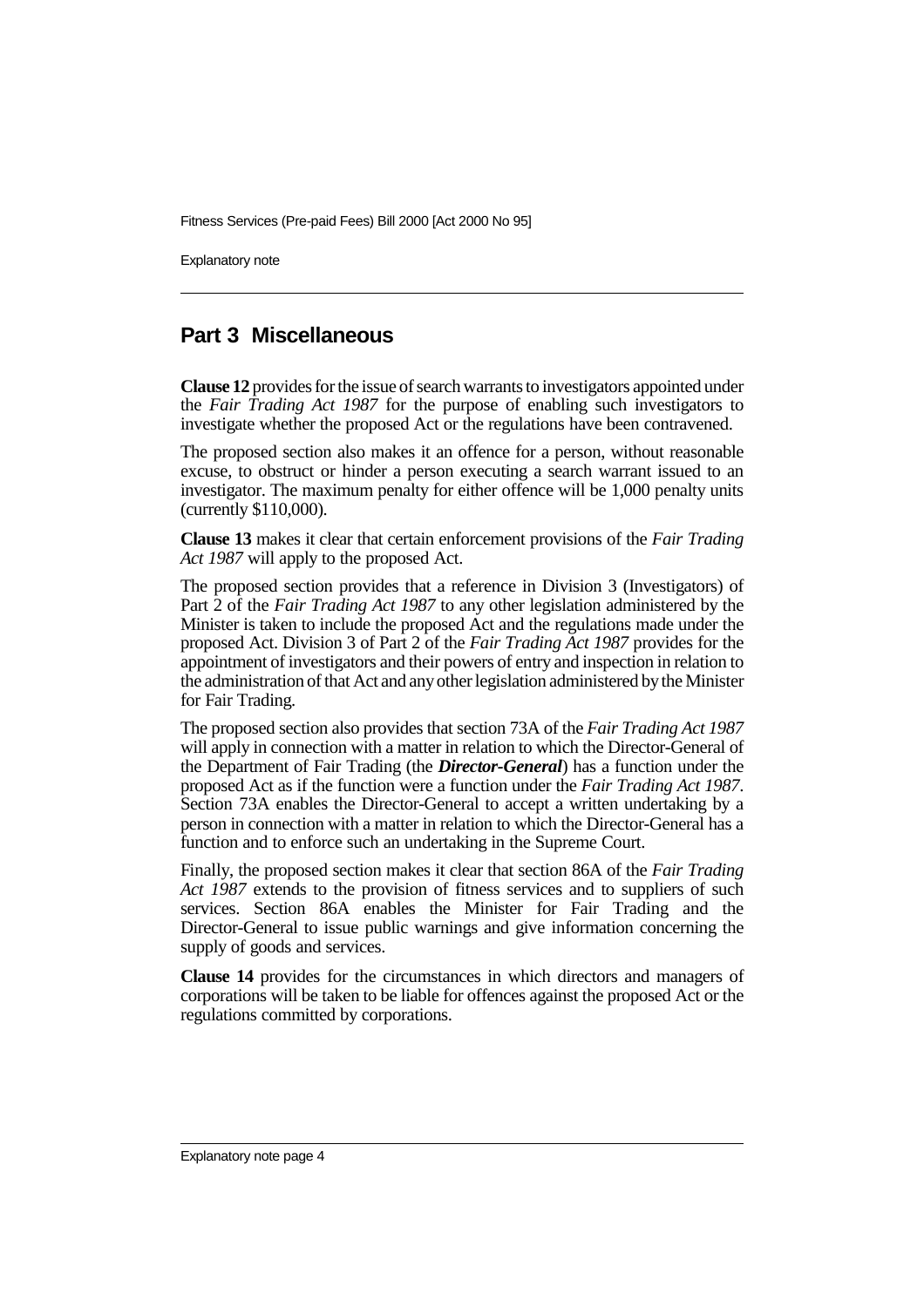## Part 3 Miscellaneous

**Clause 12** provides for the issue of search warrants to investigators appointed under the *Fair Trading Act 1987* for the purpose of enabling such investigators to investigate whether the proposed Act or the regulations have been contravened.

The proposed section also makes it an offence for a person, without reasonable excuse, to obstruct or hinder a person executing a search warrant issued to an investigator. The maximum penalty for either offence will be 1,000 penalty units (currently $110,000).

**Clause 13** makes it clear that certain enforcement provisions of the *Fair Trading Act 1987* will apply to the proposed Act.

The proposed section provides that a reference in Division 3 (Investigators) of Part 2 of the *Fair Trading Act 1987* to any other legislation administered by the Minister is taken to include the proposed Act and the regulations made under the proposed Act. Division 3 of Part 2 of the *Fair Trading Act 1987* provides for the appointment of investigators and their powers of entry and inspection in relation to the administration of that Act and any other legislation administered by the Minister for Fair Trading.

The proposed section also provides that section 73A of the *Fair Trading Act 1987* will apply in connection with a matter in relation to which the Director-General of the Department of Fair Trading (the ***Director-General***) has a function under the proposed Act as if the function were a function under the *Fair Trading Act 1987*. Section 73A enables the Director-General to accept a written undertaking by a person in connection with a matter in relation to which the Director-General has a function and to enforce such an undertaking in the Supreme Court.

Finally, the proposed section makes it clear that section 86A of the *Fair Trading Act 1987* extends to the provision of fitness services and to suppliers of such services. Section 86A enables the Minister for Fair Trading and the Director-General to issue public warnings and give information concerning the supply of goods and services.

**Clause 14** provides for the circumstances in which directors and managers of corporations will be taken to be liable for offences against the proposed Act or the regulations committed by corporations.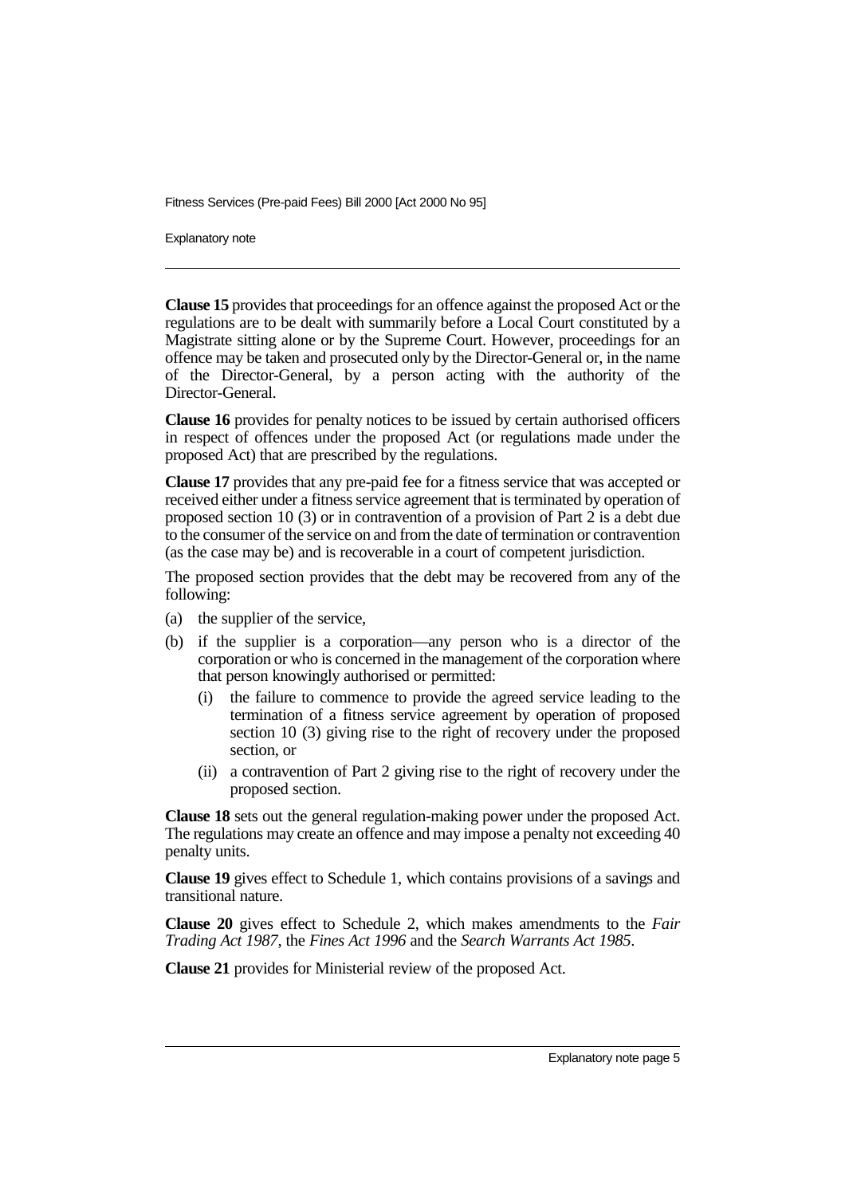**Clause 15** provides that proceedings for an offence against the proposed Act or the regulations are to be dealt with summarily before a Local Court constituted by a Magistrate sitting alone or by the Supreme Court. However, proceedings for an offence may be taken and prosecuted only by the Director-General or, in the name of the Director-General, by a person acting with the authority of the Director-General.

**Clause 16** provides for penalty notices to be issued by certain authorised officers in respect of offences under the proposed Act (or regulations made under the proposed Act) that are prescribed by the regulations.

**Clause 17** provides that any pre-paid fee for a fitness service that was accepted or received either under a fitness service agreement that is terminated by operation of proposed section 10 (3) or in contravention of a provision of Part 2 is a debt due to the consumer of the service on and from the date of termination or contravention (as the case may be) and is recoverable in a court of competent jurisdiction.

The proposed section provides that the debt may be recovered from any of the following:

- (a) the supplier of the service,
- (b) if the supplier is a corporation—any person who is a director of the corporation or who is concerned in the management of the corporation where that person knowingly authorised or permitted:
  - (i) the failure to commence to provide the agreed service leading to the termination of a fitness service agreement by operation of proposed section 10 (3) giving rise to the right of recovery under the proposed section, or
  - (ii) a contravention of Part 2 giving rise to the right of recovery under the proposed section.

**Clause 18** sets out the general regulation-making power under the proposed Act. The regulations may create an offence and may impose a penalty not exceeding 40 penalty units.

**Clause 19** gives effect to Schedule 1, which contains provisions of a savings and transitional nature.

**Clause 20** gives effect to Schedule 2, which makes amendments to the *Fair Trading Act 1987*, the *Fines Act 1996* and the *Search Warrants Act 1985*.

**Clause 21** provides for Ministerial review of the proposed Act.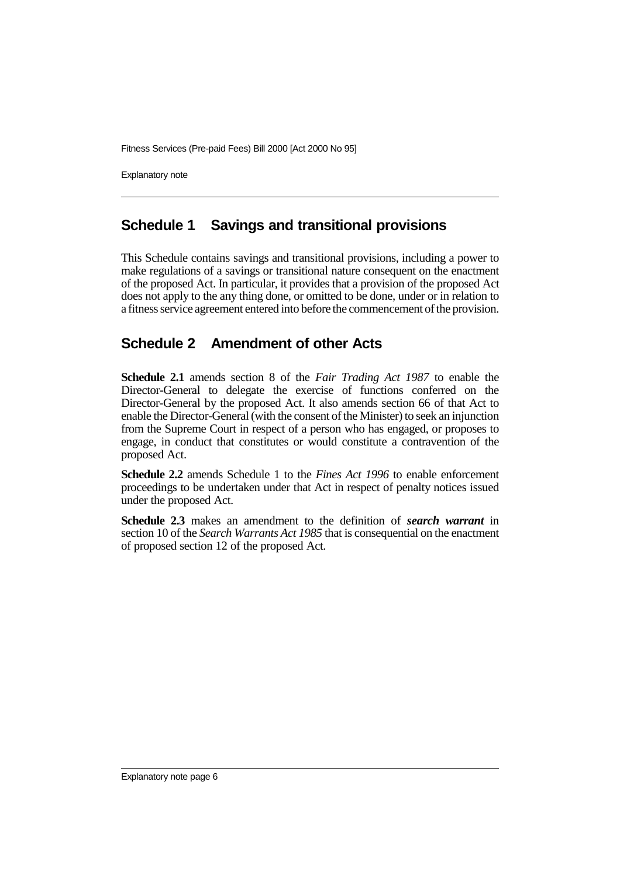## Schedule 1 Savings and transitional provisions

This Schedule contains savings and transitional provisions, including a power to make regulations of a savings or transitional nature consequent on the enactment of the proposed Act. In particular, it provides that a provision of the proposed Act does not apply to the any thing done, or omitted to be done, under or in relation to a fitness service agreement entered into before the commencement of the provision.

## Schedule 2 Amendment of other Acts

**Schedule 2.1** amends section 8 of the *Fair Trading Act 1987* to enable the Director-General to delegate the exercise of functions conferred on the Director-General by the proposed Act. It also amends section 66 of that Act to enable the Director-General (with the consent of the Minister) to seek an injunction from the Supreme Court in respect of a person who has engaged, or proposes to engage, in conduct that constitutes or would constitute a contravention of the proposed Act.

**Schedule 2.2** amends Schedule 1 to the *Fines Act 1996* to enable enforcement proceedings to be undertaken under that Act in respect of penalty notices issued under the proposed Act.

**Schedule 2.3** makes an amendment to the definition of ***search warrant*** in section 10 of the *Search Warrants Act 1985* that is consequential on the enactment of proposed section 12 of the proposed Act.